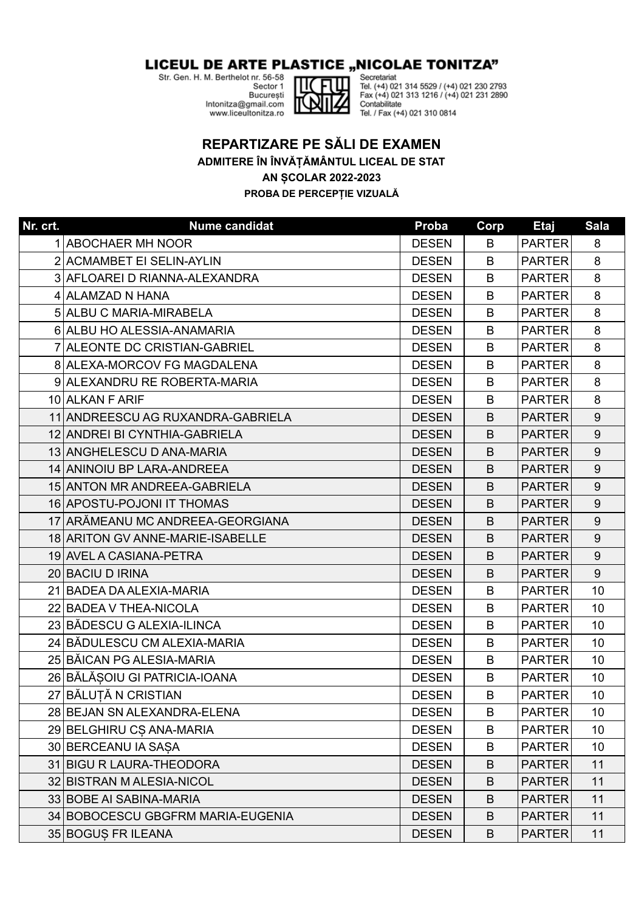# LICEUL DE ARTE PLASTICE „NICOLAE TONITZA"

Str. Gen. H. M. Berthelot nr. 56-58
Sector 1
București
lntonitza@gmail.com
www.liceultonitza.ro

Secretariat
Tel. (+4) 021 314 5529 / (+4) 021 230 2793
Fax (+4) 021 313 1216 / (+4) 021 231 2890
Contabilitate
Tel. / Fax (+4) 021 310 0814

## REPARTIZARE PE SĂLI DE EXAMEN

### ADMITERE ÎN ÎNVĂȚĂMÂNTUL LICEAL DE STAT

### AN ȘCOLAR 2022-2023

### PROBA DE PERCEPȚIE VIZUALĂ

| Nr. crt. | Nume candidat | Proba | Corp | Etaj | Sala |
|---|---|---|---|---|---|
| 1 | ABOCHAER MH NOOR | DESEN | B | PARTER | 8 |
| 2 | ACMAMBET EI SELIN-AYLIN | DESEN | B | PARTER | 8 |
| 3 | AFLOAREI D RIANNA-ALEXANDRA | DESEN | B | PARTER | 8 |
| 4 | ALAMZAD N HANA | DESEN | B | PARTER | 8 |
| 5 | ALBU C MARIA-MIRABELA | DESEN | B | PARTER | 8 |
| 6 | ALBU HO ALESSIA-ANAMARIA | DESEN | B | PARTER | 8 |
| 7 | ALEONTE DC CRISTIAN-GABRIEL | DESEN | B | PARTER | 8 |
| 8 | ALEXA-MORCOV FG MAGDALENA | DESEN | B | PARTER | 8 |
| 9 | ALEXANDRU RE ROBERTA-MARIA | DESEN | B | PARTER | 8 |
| 10 | ALKAN F ARIF | DESEN | B | PARTER | 8 |
| 11 | ANDREESCU AG RUXANDRA-GABRIELA | DESEN | B | PARTER | 9 |
| 12 | ANDREI BI CYNTHIA-GABRIELA | DESEN | B | PARTER | 9 |
| 13 | ANGHELESCU D ANA-MARIA | DESEN | B | PARTER | 9 |
| 14 | ANINOIU BP LARA-ANDREEA | DESEN | B | PARTER | 9 |
| 15 | ANTON MR ANDREEA-GABRIELA | DESEN | B | PARTER | 9 |
| 16 | APOSTU-POJONI IT THOMAS | DESEN | B | PARTER | 9 |
| 17 | ARĂMEANU MC ANDREEA-GEORGIANA | DESEN | B | PARTER | 9 |
| 18 | ARITON GV ANNE-MARIE-ISABELLE | DESEN | B | PARTER | 9 |
| 19 | AVEL A CASIANA-PETRA | DESEN | B | PARTER | 9 |
| 20 | BACIU D IRINA | DESEN | B | PARTER | 9 |
| 21 | BADEA DA ALEXIA-MARIA | DESEN | B | PARTER | 10 |
| 22 | BADEA V THEA-NICOLA | DESEN | B | PARTER | 10 |
| 23 | BĂDESCU G ALEXIA-ILINCA | DESEN | B | PARTER | 10 |
| 24 | BĂDULESCU CM ALEXIA-MARIA | DESEN | B | PARTER | 10 |
| 25 | BĂICAN PG ALESIA-MARIA | DESEN | B | PARTER | 10 |
| 26 | BĂLĂȘOIU GI PATRICIA-IOANA | DESEN | B | PARTER | 10 |
| 27 | BĂLUȚĂ N CRISTIAN | DESEN | B | PARTER | 10 |
| 28 | BEJAN SN ALEXANDRA-ELENA | DESEN | B | PARTER | 10 |
| 29 | BELGHIRU CȘ ANA-MARIA | DESEN | B | PARTER | 10 |
| 30 | BERCEANU IA SAȘA | DESEN | B | PARTER | 10 |
| 31 | BIGU R LAURA-THEODORA | DESEN | B | PARTER | 11 |
| 32 | BISTRAN M ALESIA-NICOL | DESEN | B | PARTER | 11 |
| 33 | BOBE AI SABINA-MARIA | DESEN | B | PARTER | 11 |
| 34 | BOBOCESCU GBGFRM MARIA-EUGENIA | DESEN | B | PARTER | 11 |
| 35 | BOGUȘ FR ILEANA | DESEN | B | PARTER | 11 |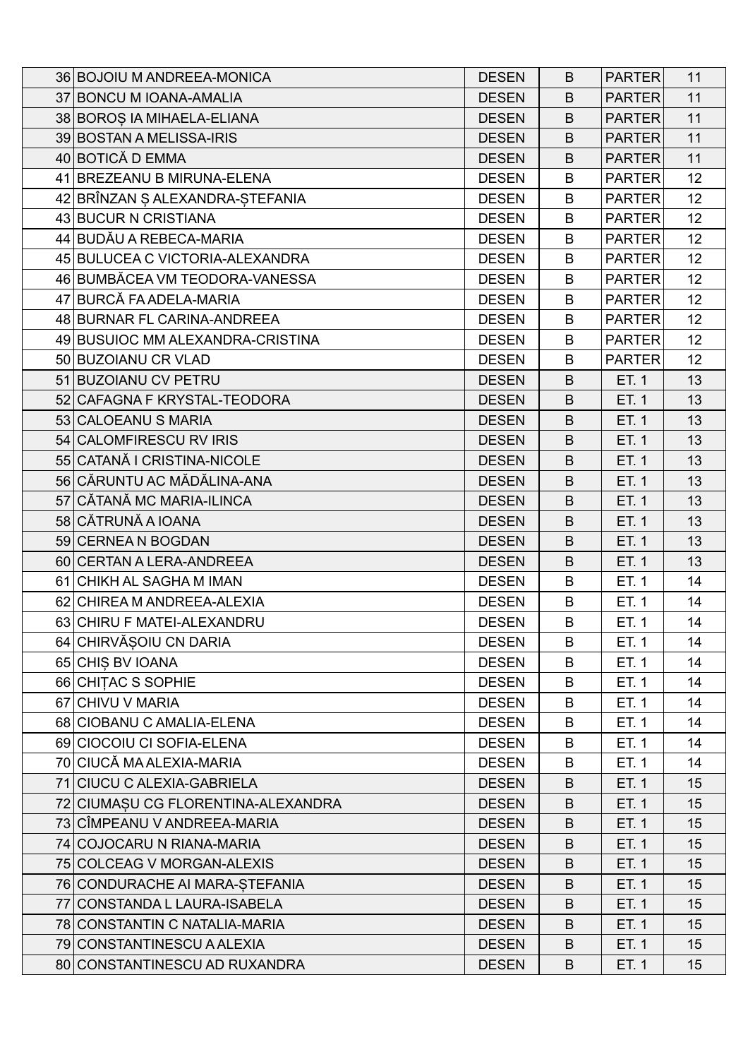| | | | | | |
|---|---|---|---|---|---|
| 36 | BOJOIU M ANDREEA-MONICA | DESEN | B | PARTER | 11 |
| 37 | BONCU M IOANA-AMALIA | DESEN | B | PARTER | 11 |
| 38 | BOROȘ IA MIHAELA-ELIANA | DESEN | B | PARTER | 11 |
| 39 | BOSTAN A MELISSA-IRIS | DESEN | B | PARTER | 11 |
| 40 | BOTICĂ D EMMA | DESEN | B | PARTER | 11 |
| 41 | BREZEANU B MIRUNA-ELENA | DESEN | B | PARTER | 12 |
| 42 | BRÎNZAN Ș ALEXANDRA-ȘTEFANIA | DESEN | B | PARTER | 12 |
| 43 | BUCUR N CRISTIANA | DESEN | B | PARTER | 12 |
| 44 | BUDĂU A REBECA-MARIA | DESEN | B | PARTER | 12 |
| 45 | BULUCEA C VICTORIA-ALEXANDRA | DESEN | B | PARTER | 12 |
| 46 | BUMBĂCEA VM TEODORA-VANESSA | DESEN | B | PARTER | 12 |
| 47 | BURCĂ FA ADELA-MARIA | DESEN | B | PARTER | 12 |
| 48 | BURNAR FL CARINA-ANDREEA | DESEN | B | PARTER | 12 |
| 49 | BUSUIOC MM ALEXANDRA-CRISTINA | DESEN | B | PARTER | 12 |
| 50 | BUZOIANU CR VLAD | DESEN | B | PARTER | 12 |
| 51 | BUZOIANU CV PETRU | DESEN | B | ET. 1 | 13 |
| 52 | CAFAGNA F KRYSTAL-TEODORA | DESEN | B | ET. 1 | 13 |
| 53 | CALOEANU S MARIA | DESEN | B | ET. 1 | 13 |
| 54 | CALOMFIRESCU RV IRIS | DESEN | B | ET. 1 | 13 |
| 55 | CATANĂ I CRISTINA-NICOLE | DESEN | B | ET. 1 | 13 |
| 56 | CĂRUNTU AC MĂDĂLINA-ANA | DESEN | B | ET. 1 | 13 |
| 57 | CĂTANĂ MC MARIA-ILINCA | DESEN | B | ET. 1 | 13 |
| 58 | CĂTRUNĂ A IOANA | DESEN | B | ET. 1 | 13 |
| 59 | CERNEA N BOGDAN | DESEN | B | ET. 1 | 13 |
| 60 | CERTAN A LERA-ANDREEA | DESEN | B | ET. 1 | 13 |
| 61 | CHIKH AL SAGHA M IMAN | DESEN | B | ET. 1 | 14 |
| 62 | CHIREA M ANDREEA-ALEXIA | DESEN | B | ET. 1 | 14 |
| 63 | CHIRU F MATEI-ALEXANDRU | DESEN | B | ET. 1 | 14 |
| 64 | CHIRVĂȘOIU CN DARIA | DESEN | B | ET. 1 | 14 |
| 65 | CHIȘ BV IOANA | DESEN | B | ET. 1 | 14 |
| 66 | CHIȚAC S SOPHIE | DESEN | B | ET. 1 | 14 |
| 67 | CHIVU V MARIA | DESEN | B | ET. 1 | 14 |
| 68 | CIOBANU C AMALIA-ELENA | DESEN | B | ET. 1 | 14 |
| 69 | CIOCOIU CI SOFIA-ELENA | DESEN | B | ET. 1 | 14 |
| 70 | CIUCĂ MA ALEXIA-MARIA | DESEN | B | ET. 1 | 14 |
| 71 | CIUCU C ALEXIA-GABRIELA | DESEN | B | ET. 1 | 15 |
| 72 | CIUMAȘU CG FLORENTINA-ALEXANDRA | DESEN | B | ET. 1 | 15 |
| 73 | CÎMPEANU V ANDREEA-MARIA | DESEN | B | ET. 1 | 15 |
| 74 | COJOCARU N RIANA-MARIA | DESEN | B | ET. 1 | 15 |
| 75 | COLCEAG V MORGAN-ALEXIS | DESEN | B | ET. 1 | 15 |
| 76 | CONDURACHE AI MARA-ȘTEFANIA | DESEN | B | ET. 1 | 15 |
| 77 | CONSTANDA L LAURA-ISABELA | DESEN | B | ET. 1 | 15 |
| 78 | CONSTANTIN C NATALIA-MARIA | DESEN | B | ET. 1 | 15 |
| 79 | CONSTANTINESCU A ALEXIA | DESEN | B | ET. 1 | 15 |
| 80 | CONSTANTINESCU AD RUXANDRA | DESEN | B | ET. 1 | 15 |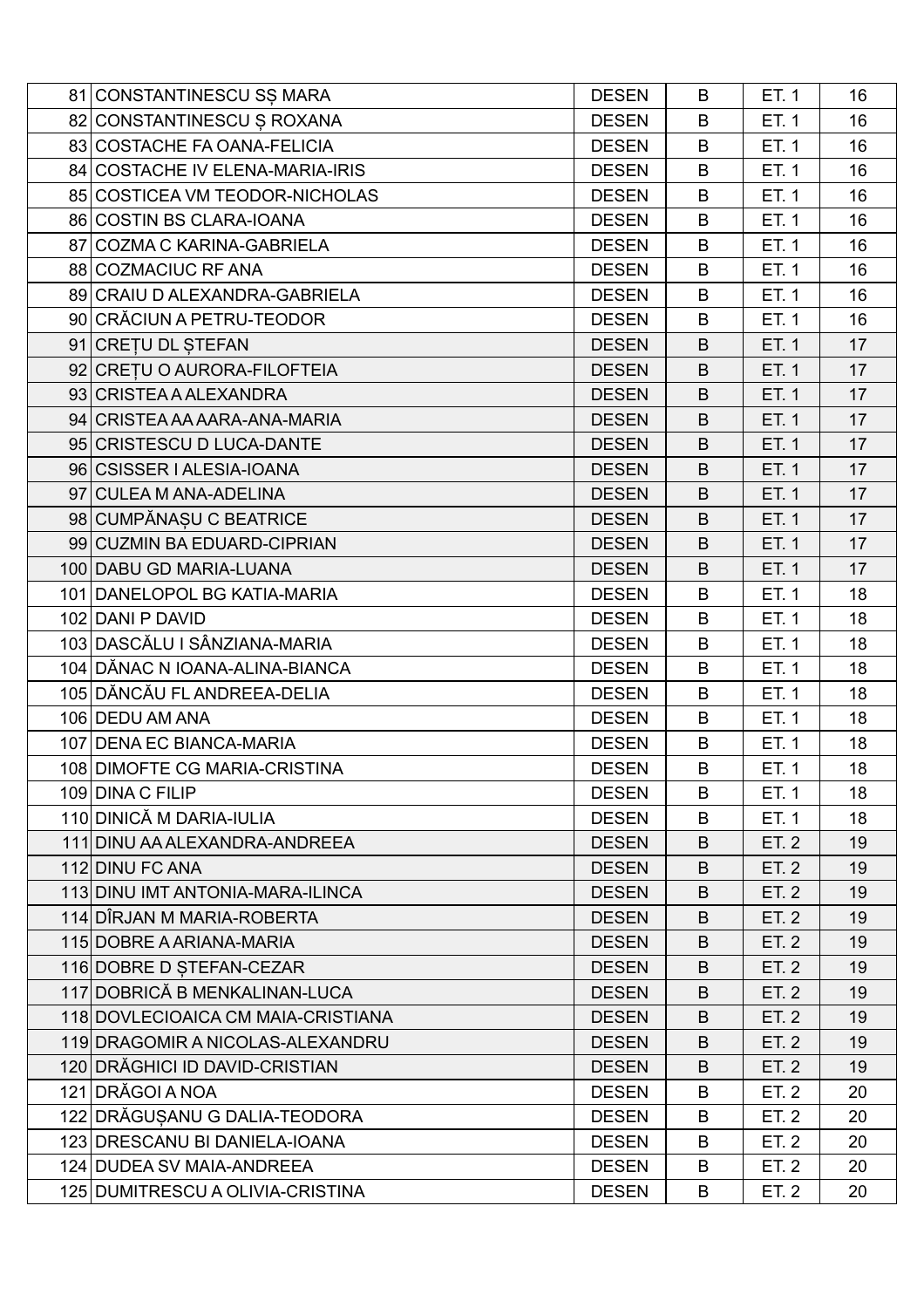| | | | | | |
|---|---|---|---|---|---|
| 81 | CONSTANTINESCU SȘ MARA | DESEN | B | ET. 1 | 16 |
| 82 | CONSTANTINESCU Ș ROXANA | DESEN | B | ET. 1 | 16 |
| 83 | COSTACHE FA OANA-FELICIA | DESEN | B | ET. 1 | 16 |
| 84 | COSTACHE IV ELENA-MARIA-IRIS | DESEN | B | ET. 1 | 16 |
| 85 | COSTICEA VM TEODOR-NICHOLAS | DESEN | B | ET. 1 | 16 |
| 86 | COSTIN BS CLARA-IOANA | DESEN | B | ET. 1 | 16 |
| 87 | COZMA C KARINA-GABRIELA | DESEN | B | ET. 1 | 16 |
| 88 | COZMACIUC RF ANA | DESEN | B | ET. 1 | 16 |
| 89 | CRAIU D ALEXANDRA-GABRIELA | DESEN | B | ET. 1 | 16 |
| 90 | CRĂCIUN A PETRU-TEODOR | DESEN | B | ET. 1 | 16 |
| 91 | CREȚU DL ȘTEFAN | DESEN | B | ET. 1 | 17 |
| 92 | CREȚU O AURORA-FILOFTEIA | DESEN | B | ET. 1 | 17 |
| 93 | CRISTEA A ALEXANDRA | DESEN | B | ET. 1 | 17 |
| 94 | CRISTEA AA AARA-ANA-MARIA | DESEN | B | ET. 1 | 17 |
| 95 | CRISTESCU D LUCA-DANTE | DESEN | B | ET. 1 | 17 |
| 96 | CSISSER I ALESIA-IOANA | DESEN | B | ET. 1 | 17 |
| 97 | CULEA M ANA-ADELINA | DESEN | B | ET. 1 | 17 |
| 98 | CUMPĂNAȘU C BEATRICE | DESEN | B | ET. 1 | 17 |
| 99 | CUZMIN BA EDUARD-CIPRIAN | DESEN | B | ET. 1 | 17 |
| 100 | DABU GD MARIA-LUANA | DESEN | B | ET. 1 | 17 |
| 101 | DANELOPOL BG KATIA-MARIA | DESEN | B | ET. 1 | 18 |
| 102 | DANI P DAVID | DESEN | B | ET. 1 | 18 |
| 103 | DASCĂLU I SÂNZIANA-MARIA | DESEN | B | ET. 1 | 18 |
| 104 | DĂNAC N IOANA-ALINA-BIANCA | DESEN | B | ET. 1 | 18 |
| 105 | DĂNCĂU FL ANDREEA-DELIA | DESEN | B | ET. 1 | 18 |
| 106 | DEDU AM ANA | DESEN | B | ET. 1 | 18 |
| 107 | DENA EC BIANCA-MARIA | DESEN | B | ET. 1 | 18 |
| 108 | DIMOFTE CG MARIA-CRISTINA | DESEN | B | ET. 1 | 18 |
| 109 | DINA C FILIP | DESEN | B | ET. 1 | 18 |
| 110 | DINICĂ M DARIA-IULIA | DESEN | B | ET. 1 | 18 |
| 111 | DINU AA ALEXANDRA-ANDREEA | DESEN | B | ET. 2 | 19 |
| 112 | DINU FC ANA | DESEN | B | ET. 2 | 19 |
| 113 | DINU IMT ANTONIA-MARA-ILINCA | DESEN | B | ET. 2 | 19 |
| 114 | DÎRJAN M MARIA-ROBERTA | DESEN | B | ET. 2 | 19 |
| 115 | DOBRE A ARIANA-MARIA | DESEN | B | ET. 2 | 19 |
| 116 | DOBRE D ȘTEFAN-CEZAR | DESEN | B | ET. 2 | 19 |
| 117 | DOBRICĂ B MENKALINAN-LUCA | DESEN | B | ET. 2 | 19 |
| 118 | DOVLECIOAICA CM MAIA-CRISTIANA | DESEN | B | ET. 2 | 19 |
| 119 | DRAGOMIR A NICOLAS-ALEXANDRU | DESEN | B | ET. 2 | 19 |
| 120 | DRĂGHICI ID DAVID-CRISTIAN | DESEN | B | ET. 2 | 19 |
| 121 | DRĂGOI A NOA | DESEN | B | ET. 2 | 20 |
| 122 | DRĂGUȘANU G DALIA-TEODORA | DESEN | B | ET. 2 | 20 |
| 123 | DRESCANU BI DANIELA-IOANA | DESEN | B | ET. 2 | 20 |
| 124 | DUDEA SV MAIA-ANDREEA | DESEN | B | ET. 2 | 20 |
| 125 | DUMITRESCU A OLIVIA-CRISTINA | DESEN | B | ET. 2 | 20 |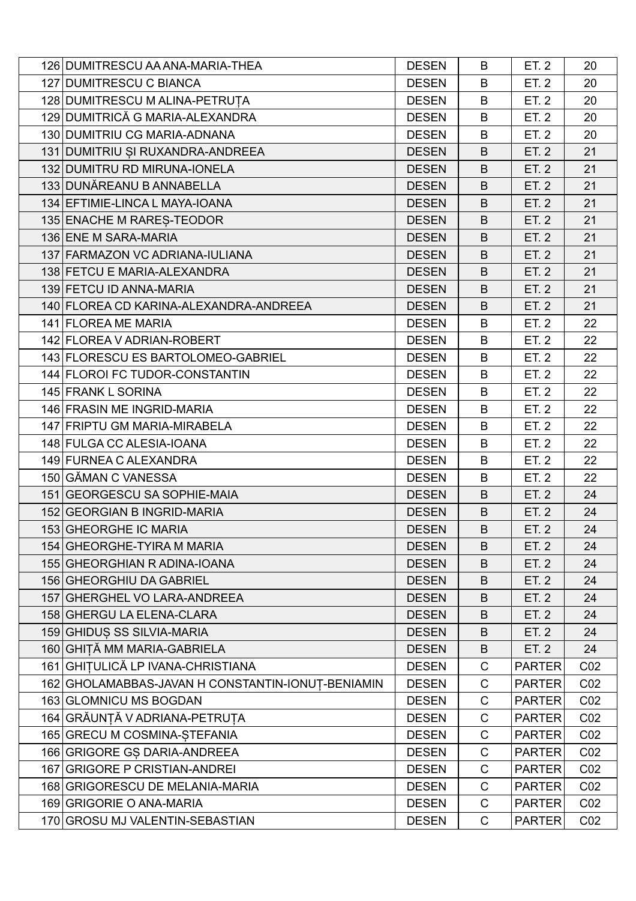| | | | | | |
|---|---|---|---|---|---|
| 126 | DUMITRESCU AA ANA-MARIA-THEA | DESEN | B | ET. 2 | 20 |
| 127 | DUMITRESCU C BIANCA | DESEN | B | ET. 2 | 20 |
| 128 | DUMITRESCU M ALINA-PETRUȚA | DESEN | B | ET. 2 | 20 |
| 129 | DUMITRICĂ G MARIA-ALEXANDRA | DESEN | B | ET. 2 | 20 |
| 130 | DUMITRIU CG MARIA-ADNANA | DESEN | B | ET. 2 | 20 |
| 131 | DUMITRIU ȘI RUXANDRA-ANDREEA | DESEN | B | ET. 2 | 21 |
| 132 | DUMITRU RD MIRUNA-IONELA | DESEN | B | ET. 2 | 21 |
| 133 | DUNĂREANU B ANNABELLA | DESEN | B | ET. 2 | 21 |
| 134 | EFTIMIE-LINCA L MAYA-IOANA | DESEN | B | ET. 2 | 21 |
| 135 | ENACHE M RAREȘ-TEODOR | DESEN | B | ET. 2 | 21 |
| 136 | ENE M SARA-MARIA | DESEN | B | ET. 2 | 21 |
| 137 | FARMAZON VC ADRIANA-IULIANA | DESEN | B | ET. 2 | 21 |
| 138 | FETCU E MARIA-ALEXANDRA | DESEN | B | ET. 2 | 21 |
| 139 | FETCU ID ANNA-MARIA | DESEN | B | ET. 2 | 21 |
| 140 | FLOREA CD KARINA-ALEXANDRA-ANDREEA | DESEN | B | ET. 2 | 21 |
| 141 | FLOREA ME MARIA | DESEN | B | ET. 2 | 22 |
| 142 | FLOREA V ADRIAN-ROBERT | DESEN | B | ET. 2 | 22 |
| 143 | FLORESCU ES BARTOLOMEO-GABRIEL | DESEN | B | ET. 2 | 22 |
| 144 | FLOROI FC TUDOR-CONSTANTIN | DESEN | B | ET. 2 | 22 |
| 145 | FRANK L SORINA | DESEN | B | ET. 2 | 22 |
| 146 | FRASIN ME INGRID-MARIA | DESEN | B | ET. 2 | 22 |
| 147 | FRIPTU GM MARIA-MIRABELA | DESEN | B | ET. 2 | 22 |
| 148 | FULGA CC ALESIA-IOANA | DESEN | B | ET. 2 | 22 |
| 149 | FURNEA C ALEXANDRA | DESEN | B | ET. 2 | 22 |
| 150 | GĂMAN C VANESSA | DESEN | B | ET. 2 | 22 |
| 151 | GEORGESCU SA SOPHIE-MAIA | DESEN | B | ET. 2 | 24 |
| 152 | GEORGIAN B INGRID-MARIA | DESEN | B | ET. 2 | 24 |
| 153 | GHEORGHE IC MARIA | DESEN | B | ET. 2 | 24 |
| 154 | GHEORGHE-TYIRA M MARIA | DESEN | B | ET. 2 | 24 |
| 155 | GHEORGHIAN R ADINA-IOANA | DESEN | B | ET. 2 | 24 |
| 156 | GHEORGHIU DA GABRIEL | DESEN | B | ET. 2 | 24 |
| 157 | GHERGHEL VO LARA-ANDREEA | DESEN | B | ET. 2 | 24 |
| 158 | GHERGU LA ELENA-CLARA | DESEN | B | ET. 2 | 24 |
| 159 | GHIDUȘ SS SILVIA-MARIA | DESEN | B | ET. 2 | 24 |
| 160 | GHIȚĂ MM MARIA-GABRIELA | DESEN | B | ET. 2 | 24 |
| 161 | GHIȚULICĂ LP IVANA-CHRISTIANA | DESEN | C | PARTER | C02 |
| 162 | GHOLAMABBAS-JAVAN H CONSTANTIN-IONUȚ-BENIAMIN | DESEN | C | PARTER | C02 |
| 163 | GLOMNICU MS BOGDAN | DESEN | C | PARTER | C02 |
| 164 | GRĂUNȚĂ V ADRIANA-PETRUȚA | DESEN | C | PARTER | C02 |
| 165 | GRECU M COSMINA-ȘTEFANIA | DESEN | C | PARTER | C02 |
| 166 | GRIGORE GȘ DARIA-ANDREEA | DESEN | C | PARTER | C02 |
| 167 | GRIGORE P CRISTIAN-ANDREI | DESEN | C | PARTER | C02 |
| 168 | GRIGORESCU DE MELANIA-MARIA | DESEN | C | PARTER | C02 |
| 169 | GRIGORIE O ANA-MARIA | DESEN | C | PARTER | C02 |
| 170 | GROSU MJ VALENTIN-SEBASTIAN | DESEN | C | PARTER | C02 |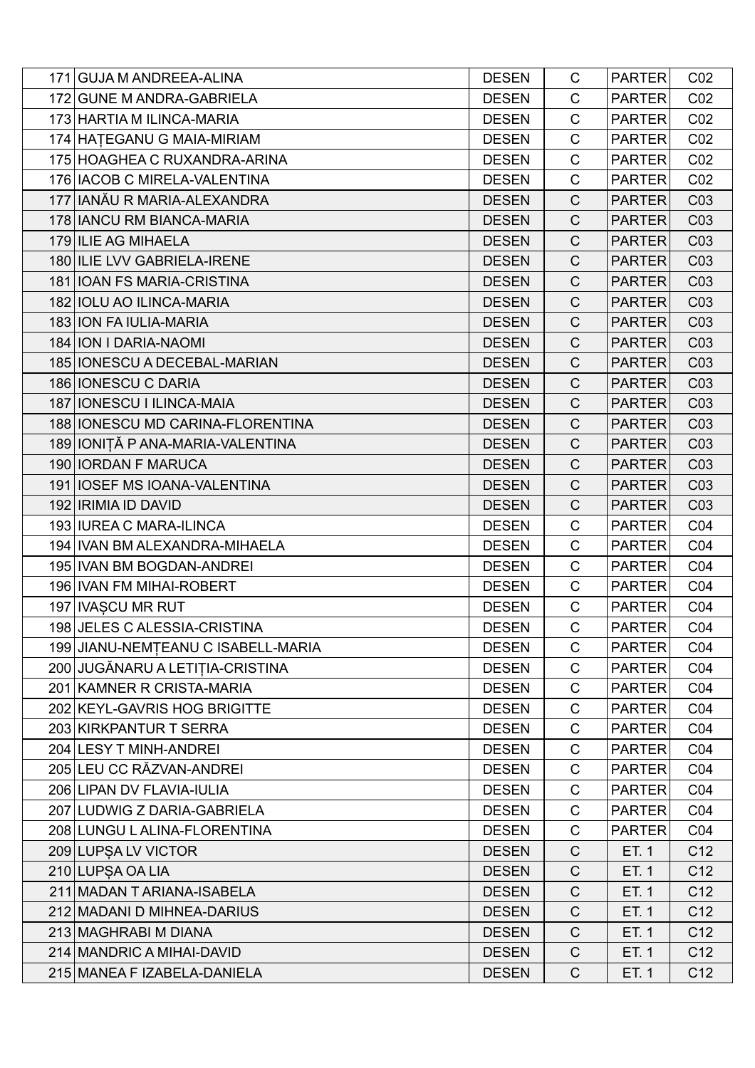| | | | | | |
|---|---|---|---|---|---|
| 171 | GUJA M ANDREEA-ALINA | DESEN | C | PARTER | C02 |
| 172 | GUNE M ANDRA-GABRIELA | DESEN | C | PARTER | C02 |
| 173 | HARTIA M ILINCA-MARIA | DESEN | C | PARTER | C02 |
| 174 | HAȚEGANU G MAIA-MIRIAM | DESEN | C | PARTER | C02 |
| 175 | HOAGHEA C RUXANDRA-ARINA | DESEN | C | PARTER | C02 |
| 176 | IACOB C MIRELA-VALENTINA | DESEN | C | PARTER | C02 |
| 177 | IANĂU R MARIA-ALEXANDRA | DESEN | C | PARTER | C03 |
| 178 | IANCU RM BIANCA-MARIA | DESEN | C | PARTER | C03 |
| 179 | ILIE AG MIHAELA | DESEN | C | PARTER | C03 |
| 180 | ILIE LVV GABRIELA-IRENE | DESEN | C | PARTER | C03 |
| 181 | IOAN FS MARIA-CRISTINA | DESEN | C | PARTER | C03 |
| 182 | IOLU AO ILINCA-MARIA | DESEN | C | PARTER | C03 |
| 183 | ION FA IULIA-MARIA | DESEN | C | PARTER | C03 |
| 184 | ION I DARIA-NAOMI | DESEN | C | PARTER | C03 |
| 185 | IONESCU A DECEBAL-MARIAN | DESEN | C | PARTER | C03 |
| 186 | IONESCU C DARIA | DESEN | C | PARTER | C03 |
| 187 | IONESCU I ILINCA-MAIA | DESEN | C | PARTER | C03 |
| 188 | IONESCU MD CARINA-FLORENTINA | DESEN | C | PARTER | C03 |
| 189 | IONIȚĂ P ANA-MARIA-VALENTINA | DESEN | C | PARTER | C03 |
| 190 | IORDAN F MARUCA | DESEN | C | PARTER | C03 |
| 191 | IOSEF MS IOANA-VALENTINA | DESEN | C | PARTER | C03 |
| 192 | IRIMIA ID DAVID | DESEN | C | PARTER | C03 |
| 193 | IUREA C MARA-ILINCA | DESEN | C | PARTER | C04 |
| 194 | IVAN BM ALEXANDRA-MIHAELA | DESEN | C | PARTER | C04 |
| 195 | IVAN BM BOGDAN-ANDREI | DESEN | C | PARTER | C04 |
| 196 | IVAN FM MIHAI-ROBERT | DESEN | C | PARTER | C04 |
| 197 | IVAȘCU MR RUT | DESEN | C | PARTER | C04 |
| 198 | JELES C ALESSIA-CRISTINA | DESEN | C | PARTER | C04 |
| 199 | JIANU-NEMȚEANU C ISABELL-MARIA | DESEN | C | PARTER | C04 |
| 200 | JUGĂNARU A LETIȚIA-CRISTINA | DESEN | C | PARTER | C04 |
| 201 | KAMNER R CRISTA-MARIA | DESEN | C | PARTER | C04 |
| 202 | KEYL-GAVRIS HOG BRIGITTE | DESEN | C | PARTER | C04 |
| 203 | KIRKPANTUR T SERRA | DESEN | C | PARTER | C04 |
| 204 | LESY T MINH-ANDREI | DESEN | C | PARTER | C04 |
| 205 | LEU CC RĂZVAN-ANDREI | DESEN | C | PARTER | C04 |
| 206 | LIPAN DV FLAVIA-IULIA | DESEN | C | PARTER | C04 |
| 207 | LUDWIG Z DARIA-GABRIELA | DESEN | C | PARTER | C04 |
| 208 | LUNGU L ALINA-FLORENTINA | DESEN | C | PARTER | C04 |
| 209 | LUPȘA LV VICTOR | DESEN | C | ET. 1 | C12 |
| 210 | LUPȘA OA LIA | DESEN | C | ET. 1 | C12 |
| 211 | MADAN T ARIANA-ISABELA | DESEN | C | ET. 1 | C12 |
| 212 | MADANI D MIHNEA-DARIUS | DESEN | C | ET. 1 | C12 |
| 213 | MAGHRABI M DIANA | DESEN | C | ET. 1 | C12 |
| 214 | MANDRIC A MIHAI-DAVID | DESEN | C | ET. 1 | C12 |
| 215 | MANEA F IZABELA-DANIELA | DESEN | C | ET. 1 | C12 |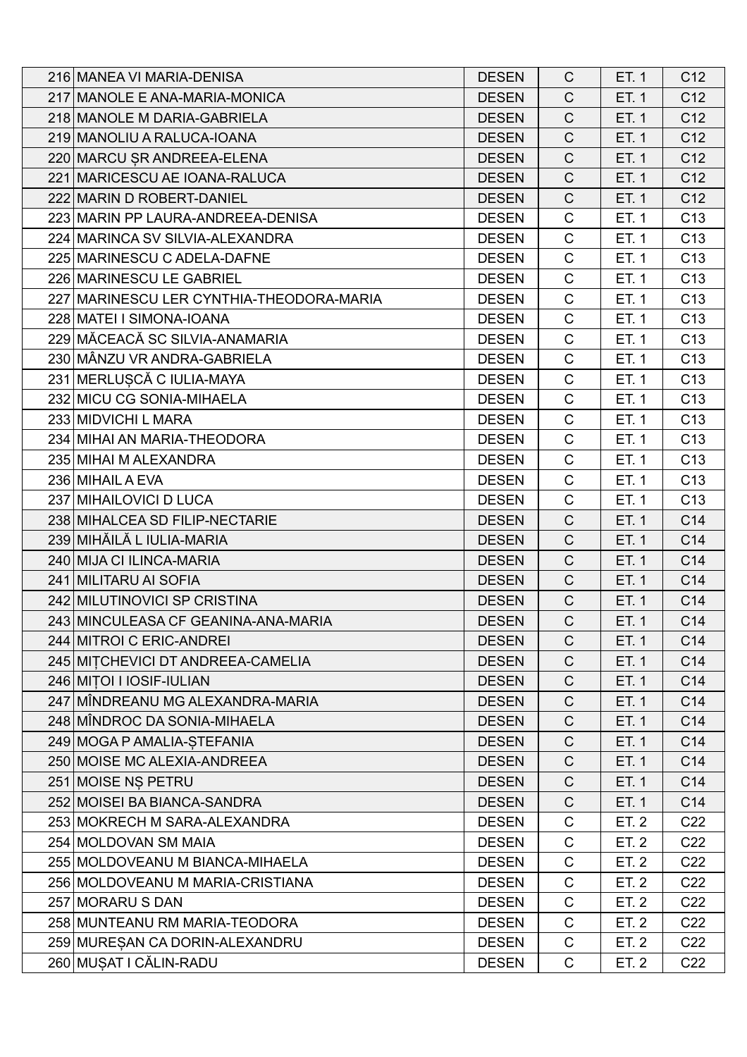| | | | | | |
|---|---|---|---|---|---|
| 216 | MANEA VI MARIA-DENISA | DESEN | C | ET. 1 | C12 |
| 217 | MANOLE E ANA-MARIA-MONICA | DESEN | C | ET. 1 | C12 |
| 218 | MANOLE M DARIA-GABRIELA | DESEN | C | ET. 1 | C12 |
| 219 | MANOLIU A RALUCA-IOANA | DESEN | C | ET. 1 | C12 |
| 220 | MARCU ȘR ANDREEA-ELENA | DESEN | C | ET. 1 | C12 |
| 221 | MARICESCU AE IOANA-RALUCA | DESEN | C | ET. 1 | C12 |
| 222 | MARIN D ROBERT-DANIEL | DESEN | C | ET. 1 | C12 |
| 223 | MARIN PP LAURA-ANDREEA-DENISA | DESEN | C | ET. 1 | C13 |
| 224 | MARINCA SV SILVIA-ALEXANDRA | DESEN | C | ET. 1 | C13 |
| 225 | MARINESCU C ADELA-DAFNE | DESEN | C | ET. 1 | C13 |
| 226 | MARINESCU LE GABRIEL | DESEN | C | ET. 1 | C13 |
| 227 | MARINESCU LER CYNTHIA-THEODORA-MARIA | DESEN | C | ET. 1 | C13 |
| 228 | MATEI I SIMONA-IOANA | DESEN | C | ET. 1 | C13 |
| 229 | MĂCEACĂ SC SILVIA-ANAMARIA | DESEN | C | ET. 1 | C13 |
| 230 | MÂNZU VR ANDRA-GABRIELA | DESEN | C | ET. 1 | C13 |
| 231 | MERLUȘCĂ C IULIA-MAYA | DESEN | C | ET. 1 | C13 |
| 232 | MICU CG SONIA-MIHAELA | DESEN | C | ET. 1 | C13 |
| 233 | MIDVICHI L MARA | DESEN | C | ET. 1 | C13 |
| 234 | MIHAI AN MARIA-THEODORA | DESEN | C | ET. 1 | C13 |
| 235 | MIHAI M ALEXANDRA | DESEN | C | ET. 1 | C13 |
| 236 | MIHAIL A EVA | DESEN | C | ET. 1 | C13 |
| 237 | MIHAILOVICI D LUCA | DESEN | C | ET. 1 | C13 |
| 238 | MIHALCEA SD FILIP-NECTARIE | DESEN | C | ET. 1 | C14 |
| 239 | MIHĂILĂ L IULIA-MARIA | DESEN | C | ET. 1 | C14 |
| 240 | MIJA CI ILINCA-MARIA | DESEN | C | ET. 1 | C14 |
| 241 | MILITARU AI SOFIA | DESEN | C | ET. 1 | C14 |
| 242 | MILUTINOVICI SP CRISTINA | DESEN | C | ET. 1 | C14 |
| 243 | MINCULEASA CF GEANINA-ANA-MARIA | DESEN | C | ET. 1 | C14 |
| 244 | MITROI C ERIC-ANDREI | DESEN | C | ET. 1 | C14 |
| 245 | MIȚCHEVICI DT ANDREEA-CAMELIA | DESEN | C | ET. 1 | C14 |
| 246 | MIȚOI I IOSIF-IULIAN | DESEN | C | ET. 1 | C14 |
| 247 | MÎNDREANU MG ALEXANDRA-MARIA | DESEN | C | ET. 1 | C14 |
| 248 | MÎNDROC DA SONIA-MIHAELA | DESEN | C | ET. 1 | C14 |
| 249 | MOGA P AMALIA-ȘTEFANIA | DESEN | C | ET. 1 | C14 |
| 250 | MOISE MC ALEXIA-ANDREEA | DESEN | C | ET. 1 | C14 |
| 251 | MOISE NȘ PETRU | DESEN | C | ET. 1 | C14 |
| 252 | MOISEI BA BIANCA-SANDRA | DESEN | C | ET. 1 | C14 |
| 253 | MOKRECH M SARA-ALEXANDRA | DESEN | C | ET. 2 | C22 |
| 254 | MOLDOVAN SM MAIA | DESEN | C | ET. 2 | C22 |
| 255 | MOLDOVEANU M BIANCA-MIHAELA | DESEN | C | ET. 2 | C22 |
| 256 | MOLDOVEANU M MARIA-CRISTIANA | DESEN | C | ET. 2 | C22 |
| 257 | MORARU S DAN | DESEN | C | ET. 2 | C22 |
| 258 | MUNTEANU RM MARIA-TEODORA | DESEN | C | ET. 2 | C22 |
| 259 | MUREȘAN CA DORIN-ALEXANDRU | DESEN | C | ET. 2 | C22 |
| 260 | MUȘAT I CĂLIN-RADU | DESEN | C | ET. 2 | C22 |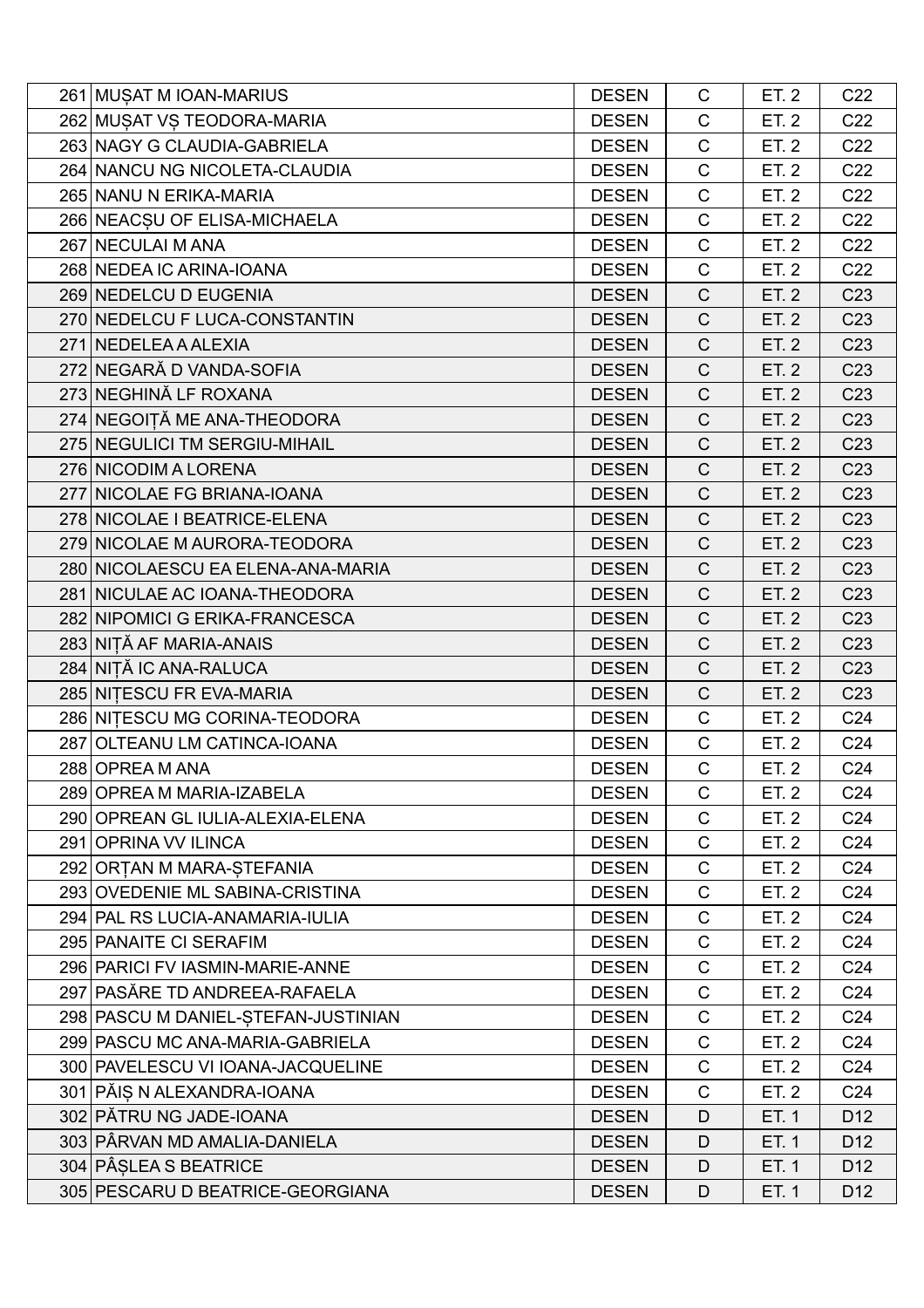| | | | | | |
|---|---|---|---|---|---|
| 261 | MUȘAT M IOAN-MARIUS | DESEN | C | ET. 2 | C22 |
| 262 | MUȘAT VȘ TEODORA-MARIA | DESEN | C | ET. 2 | C22 |
| 263 | NAGY G CLAUDIA-GABRIELA | DESEN | C | ET. 2 | C22 |
| 264 | NANCU NG NICOLETA-CLAUDIA | DESEN | C | ET. 2 | C22 |
| 265 | NANU N ERIKA-MARIA | DESEN | C | ET. 2 | C22 |
| 266 | NEACȘU OF ELISA-MICHAELA | DESEN | C | ET. 2 | C22 |
| 267 | NECULAI M ANA | DESEN | C | ET. 2 | C22 |
| 268 | NEDEA IC ARINA-IOANA | DESEN | C | ET. 2 | C22 |
| 269 | NEDELCU D EUGENIA | DESEN | C | ET. 2 | C23 |
| 270 | NEDELCU F LUCA-CONSTANTIN | DESEN | C | ET. 2 | C23 |
| 271 | NEDELEA A ALEXIA | DESEN | C | ET. 2 | C23 |
| 272 | NEGARĂ D VANDA-SOFIA | DESEN | C | ET. 2 | C23 |
| 273 | NEGHINĂ LF ROXANA | DESEN | C | ET. 2 | C23 |
| 274 | NEGOIȚĂ ME ANA-THEODORA | DESEN | C | ET. 2 | C23 |
| 275 | NEGULICI TM SERGIU-MIHAIL | DESEN | C | ET. 2 | C23 |
| 276 | NICODIM A LORENA | DESEN | C | ET. 2 | C23 |
| 277 | NICOLAE FG BRIANA-IOANA | DESEN | C | ET. 2 | C23 |
| 278 | NICOLAE I BEATRICE-ELENA | DESEN | C | ET. 2 | C23 |
| 279 | NICOLAE M AURORA-TEODORA | DESEN | C | ET. 2 | C23 |
| 280 | NICOLAESCU EA ELENA-ANA-MARIA | DESEN | C | ET. 2 | C23 |
| 281 | NICULAE AC IOANA-THEODORA | DESEN | C | ET. 2 | C23 |
| 282 | NIPOMICI G ERIKA-FRANCESCA | DESEN | C | ET. 2 | C23 |
| 283 | NIȚĂ AF MARIA-ANAIS | DESEN | C | ET. 2 | C23 |
| 284 | NIȚĂ IC ANA-RALUCA | DESEN | C | ET. 2 | C23 |
| 285 | NIȚESCU FR EVA-MARIA | DESEN | C | ET. 2 | C23 |
| 286 | NIȚESCU MG CORINA-TEODORA | DESEN | C | ET. 2 | C24 |
| 287 | OLTEANU LM CATINCA-IOANA | DESEN | C | ET. 2 | C24 |
| 288 | OPREA M ANA | DESEN | C | ET. 2 | C24 |
| 289 | OPREA M MARIA-IZABELA | DESEN | C | ET. 2 | C24 |
| 290 | OPREAN GL IULIA-ALEXIA-ELENA | DESEN | C | ET. 2 | C24 |
| 291 | OPRINA VV ILINCA | DESEN | C | ET. 2 | C24 |
| 292 | ORȚAN M MARA-ȘTEFANIA | DESEN | C | ET. 2 | C24 |
| 293 | OVEDENIE ML SABINA-CRISTINA | DESEN | C | ET. 2 | C24 |
| 294 | PAL RS LUCIA-ANAMARIA-IULIA | DESEN | C | ET. 2 | C24 |
| 295 | PANAITE CI SERAFIM | DESEN | C | ET. 2 | C24 |
| 296 | PARICI FV IASMIN-MARIE-ANNE | DESEN | C | ET. 2 | C24 |
| 297 | PASĂRE TD ANDREEA-RAFAELA | DESEN | C | ET. 2 | C24 |
| 298 | PASCU M DANIEL-ȘTEFAN-JUSTINIAN | DESEN | C | ET. 2 | C24 |
| 299 | PASCU MC ANA-MARIA-GABRIELA | DESEN | C | ET. 2 | C24 |
| 300 | PAVELESCU VI IOANA-JACQUELINE | DESEN | C | ET. 2 | C24 |
| 301 | PĂIȘ N ALEXANDRA-IOANA | DESEN | C | ET. 2 | C24 |
| 302 | PĂTRU NG JADE-IOANA | DESEN | D | ET. 1 | D12 |
| 303 | PÂRVAN MD AMALIA-DANIELA | DESEN | D | ET. 1 | D12 |
| 304 | PÂȘLEA S BEATRICE | DESEN | D | ET. 1 | D12 |
| 305 | PESCARU D BEATRICE-GEORGIANA | DESEN | D | ET. 1 | D12 |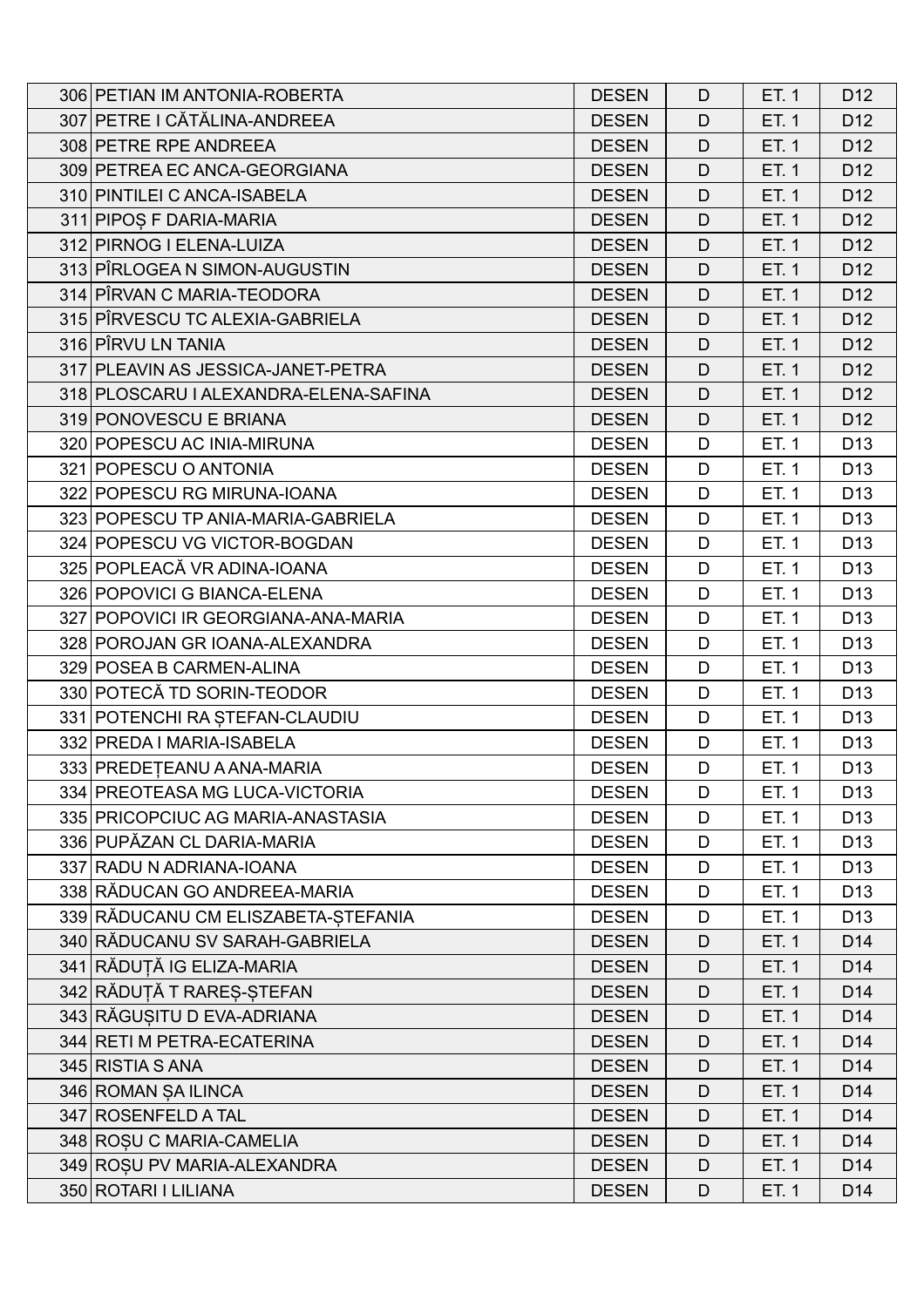| 306 | PETIAN IM ANTONIA-ROBERTA | DESEN | D | ET. 1 | D12 |
|---|---|---|---|---|---|
| 307 | PETRE I CĂTĂLINA-ANDREEA | DESEN | D | ET. 1 | D12 |
| 308 | PETRE RPE ANDREEA | DESEN | D | ET. 1 | D12 |
| 309 | PETREA EC ANCA-GEORGIANA | DESEN | D | ET. 1 | D12 |
| 310 | PINTILEI C ANCA-ISABELA | DESEN | D | ET. 1 | D12 |
| 311 | PIPOȘ F DARIA-MARIA | DESEN | D | ET. 1 | D12 |
| 312 | PIRNOG I ELENA-LUIZA | DESEN | D | ET. 1 | D12 |
| 313 | PÎRLOGEA N SIMON-AUGUSTIN | DESEN | D | ET. 1 | D12 |
| 314 | PÎRVAN C MARIA-TEODORA | DESEN | D | ET. 1 | D12 |
| 315 | PÎRVESCU TC ALEXIA-GABRIELA | DESEN | D | ET. 1 | D12 |
| 316 | PÎRVU LN TANIA | DESEN | D | ET. 1 | D12 |
| 317 | PLEAVIN AS JESSICA-JANET-PETRA | DESEN | D | ET. 1 | D12 |
| 318 | PLOSCARU I ALEXANDRA-ELENA-SAFINA | DESEN | D | ET. 1 | D12 |
| 319 | PONOVESCU E BRIANA | DESEN | D | ET. 1 | D12 |
| 320 | POPESCU AC INIA-MIRUNA | DESEN | D | ET. 1 | D13 |
| 321 | POPESCU O ANTONIA | DESEN | D | ET. 1 | D13 |
| 322 | POPESCU RG MIRUNA-IOANA | DESEN | D | ET. 1 | D13 |
| 323 | POPESCU TP ANIA-MARIA-GABRIELA | DESEN | D | ET. 1 | D13 |
| 324 | POPESCU VG VICTOR-BOGDAN | DESEN | D | ET. 1 | D13 |
| 325 | POPLEACĂ VR ADINA-IOANA | DESEN | D | ET. 1 | D13 |
| 326 | POPOVICI G BIANCA-ELENA | DESEN | D | ET. 1 | D13 |
| 327 | POPOVICI IR GEORGIANA-ANA-MARIA | DESEN | D | ET. 1 | D13 |
| 328 | POROJAN GR IOANA-ALEXANDRA | DESEN | D | ET. 1 | D13 |
| 329 | POSEA B CARMEN-ALINA | DESEN | D | ET. 1 | D13 |
| 330 | POTECĂ TD SORIN-TEODOR | DESEN | D | ET. 1 | D13 |
| 331 | POTENCHI RA ȘTEFAN-CLAUDIU | DESEN | D | ET. 1 | D13 |
| 332 | PREDA I MARIA-ISABELA | DESEN | D | ET. 1 | D13 |
| 333 | PREDEȚEANU A ANA-MARIA | DESEN | D | ET. 1 | D13 |
| 334 | PREOTEASA MG LUCA-VICTORIA | DESEN | D | ET. 1 | D13 |
| 335 | PRICOPCIUC AG MARIA-ANASTASIA | DESEN | D | ET. 1 | D13 |
| 336 | PUPĂZAN CL DARIA-MARIA | DESEN | D | ET. 1 | D13 |
| 337 | RADU N ADRIANA-IOANA | DESEN | D | ET. 1 | D13 |
| 338 | RĂDUCAN GO ANDREEA-MARIA | DESEN | D | ET. 1 | D13 |
| 339 | RĂDUCANU CM ELISZABETA-ȘTEFANIA | DESEN | D | ET. 1 | D13 |
| 340 | RĂDUCANU SV SARAH-GABRIELA | DESEN | D | ET. 1 | D14 |
| 341 | RĂDUȚĂ IG ELIZA-MARIA | DESEN | D | ET. 1 | D14 |
| 342 | RĂDUȚĂ T RAREȘ-ȘTEFAN | DESEN | D | ET. 1 | D14 |
| 343 | RĂGUȘITU D EVA-ADRIANA | DESEN | D | ET. 1 | D14 |
| 344 | RETI M PETRA-ECATERINA | DESEN | D | ET. 1 | D14 |
| 345 | RISTIA S ANA | DESEN | D | ET. 1 | D14 |
| 346 | ROMAN ȘA ILINCA | DESEN | D | ET. 1 | D14 |
| 347 | ROSENFELD A TAL | DESEN | D | ET. 1 | D14 |
| 348 | ROȘU C MARIA-CAMELIA | DESEN | D | ET. 1 | D14 |
| 349 | ROȘU PV MARIA-ALEXANDRA | DESEN | D | ET. 1 | D14 |
| 350 | ROTARI I LILIANA | DESEN | D | ET. 1 | D14 |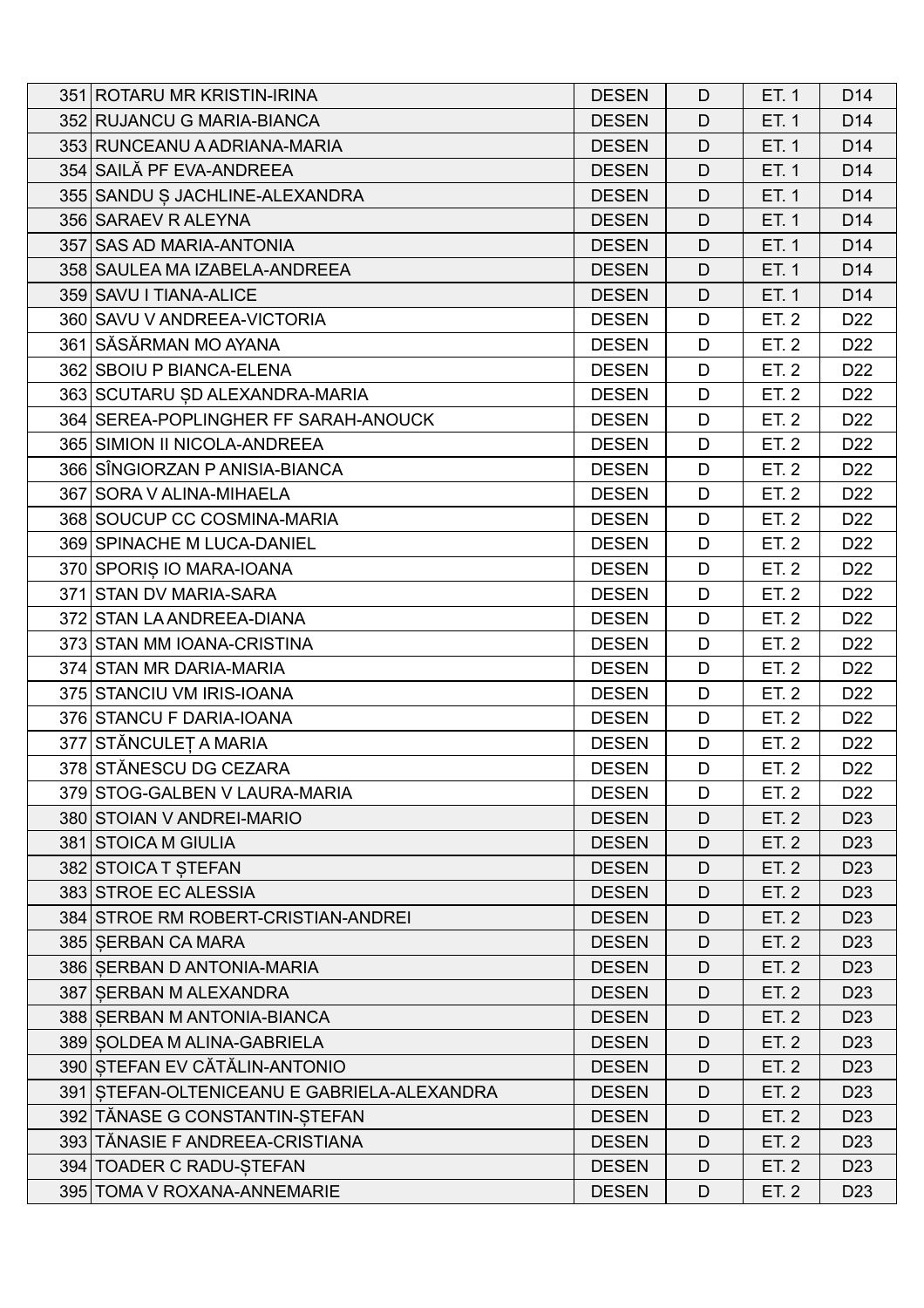| 351 | ROTARU MR KRISTIN-IRINA | DESEN | D | ET. 1 | D14 |
|---|---|---|---|---|---|
| 352 | RUJANCU G MARIA-BIANCA | DESEN | D | ET. 1 | D14 |
| 353 | RUNCEANU A ADRIANA-MARIA | DESEN | D | ET. 1 | D14 |
| 354 | SAILĂ PF EVA-ANDREEA | DESEN | D | ET. 1 | D14 |
| 355 | SANDU Ș JACHLINE-ALEXANDRA | DESEN | D | ET. 1 | D14 |
| 356 | SARAEV R ALEYNA | DESEN | D | ET. 1 | D14 |
| 357 | SAS AD MARIA-ANTONIA | DESEN | D | ET. 1 | D14 |
| 358 | SAULEA MA IZABELA-ANDREEA | DESEN | D | ET. 1 | D14 |
| 359 | SAVU I TIANA-ALICE | DESEN | D | ET. 1 | D14 |
| 360 | SAVU V ANDREEA-VICTORIA | DESEN | D | ET. 2 | D22 |
| 361 | SĂSĂRMAN MO AYANA | DESEN | D | ET. 2 | D22 |
| 362 | SBOIU P BIANCA-ELENA | DESEN | D | ET. 2 | D22 |
| 363 | SCUTARU ȘD ALEXANDRA-MARIA | DESEN | D | ET. 2 | D22 |
| 364 | SEREA-POPLINGHER FF SARAH-ANOUCK | DESEN | D | ET. 2 | D22 |
| 365 | SIMION II NICOLA-ANDREEA | DESEN | D | ET. 2 | D22 |
| 366 | SÎNGIORZAN P ANISIA-BIANCA | DESEN | D | ET. 2 | D22 |
| 367 | SORA V ALINA-MIHAELA | DESEN | D | ET. 2 | D22 |
| 368 | SOUCUP CC COSMINA-MARIA | DESEN | D | ET. 2 | D22 |
| 369 | SPINACHE M LUCA-DANIEL | DESEN | D | ET. 2 | D22 |
| 370 | SPORIȘ IO MARA-IOANA | DESEN | D | ET. 2 | D22 |
| 371 | STAN DV MARIA-SARA | DESEN | D | ET. 2 | D22 |
| 372 | STAN LA ANDREEA-DIANA | DESEN | D | ET. 2 | D22 |
| 373 | STAN MM IOANA-CRISTINA | DESEN | D | ET. 2 | D22 |
| 374 | STAN MR DARIA-MARIA | DESEN | D | ET. 2 | D22 |
| 375 | STANCIU VM IRIS-IOANA | DESEN | D | ET. 2 | D22 |
| 376 | STANCU F DARIA-IOANA | DESEN | D | ET. 2 | D22 |
| 377 | STĂNCULEȚ A MARIA | DESEN | D | ET. 2 | D22 |
| 378 | STĂNESCU DG CEZARA | DESEN | D | ET. 2 | D22 |
| 379 | STOG-GALBEN V LAURA-MARIA | DESEN | D | ET. 2 | D22 |
| 380 | STOIAN V ANDREI-MARIO | DESEN | D | ET. 2 | D23 |
| 381 | STOICA M GIULIA | DESEN | D | ET. 2 | D23 |
| 382 | STOICA T ȘTEFAN | DESEN | D | ET. 2 | D23 |
| 383 | STROE EC ALESSIA | DESEN | D | ET. 2 | D23 |
| 384 | STROE RM ROBERT-CRISTIAN-ANDREI | DESEN | D | ET. 2 | D23 |
| 385 | ȘERBAN CA MARA | DESEN | D | ET. 2 | D23 |
| 386 | ȘERBAN D ANTONIA-MARIA | DESEN | D | ET. 2 | D23 |
| 387 | ȘERBAN M ALEXANDRA | DESEN | D | ET. 2 | D23 |
| 388 | ȘERBAN M ANTONIA-BIANCA | DESEN | D | ET. 2 | D23 |
| 389 | ȘOLDEA M ALINA-GABRIELA | DESEN | D | ET. 2 | D23 |
| 390 | ȘTEFAN EV CĂTĂLIN-ANTONIO | DESEN | D | ET. 2 | D23 |
| 391 | ȘTEFAN-OLTENICEANU E GABRIELA-ALEXANDRA | DESEN | D | ET. 2 | D23 |
| 392 | TĂNASE G CONSTANTIN-ȘTEFAN | DESEN | D | ET. 2 | D23 |
| 393 | TĂNASIE F ANDREEA-CRISTIANA | DESEN | D | ET. 2 | D23 |
| 394 | TOADER C RADU-ȘTEFAN | DESEN | D | ET. 2 | D23 |
| 395 | TOMA V ROXANA-ANNEMARIE | DESEN | D | ET. 2 | D23 |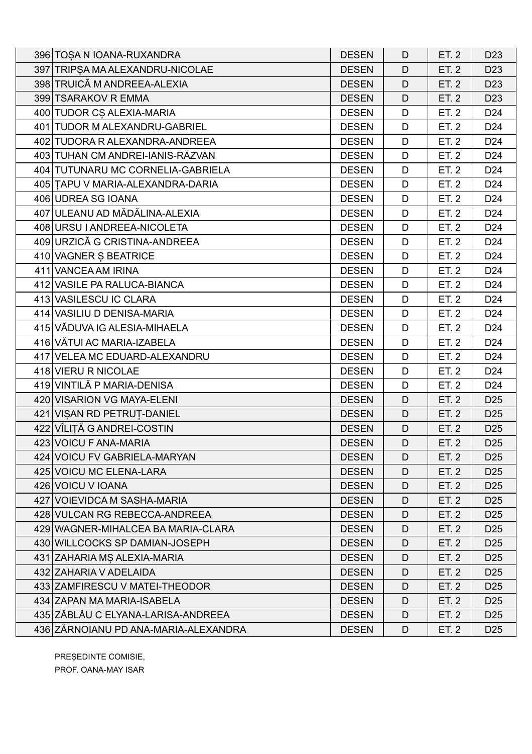| | | | | | |
|---|---|---|---|---|---|
| 396 | TOȘA N IOANA-RUXANDRA | DESEN | D | ET. 2 | D23 |
| 397 | TRIPȘA MA ALEXANDRU-NICOLAE | DESEN | D | ET. 2 | D23 |
| 398 | TRUICĂ M ANDREEA-ALEXIA | DESEN | D | ET. 2 | D23 |
| 399 | TSARAKOV R EMMA | DESEN | D | ET. 2 | D23 |
| 400 | TUDOR CȘ ALEXIA-MARIA | DESEN | D | ET. 2 | D24 |
| 401 | TUDOR M ALEXANDRU-GABRIEL | DESEN | D | ET. 2 | D24 |
| 402 | TUDORA R ALEXANDRA-ANDREEA | DESEN | D | ET. 2 | D24 |
| 403 | TUHAN CM ANDREI-IANIS-RĂZVAN | DESEN | D | ET. 2 | D24 |
| 404 | TUTUNARU MC CORNELIA-GABRIELA | DESEN | D | ET. 2 | D24 |
| 405 | ȚAPU V MARIA-ALEXANDRA-DARIA | DESEN | D | ET. 2 | D24 |
| 406 | UDREA SG IOANA | DESEN | D | ET. 2 | D24 |
| 407 | ULEANU AD MĂDĂLINA-ALEXIA | DESEN | D | ET. 2 | D24 |
| 408 | URSU I ANDREEA-NICOLETA | DESEN | D | ET. 2 | D24 |
| 409 | URZICĂ G CRISTINA-ANDREEA | DESEN | D | ET. 2 | D24 |
| 410 | VAGNER Ș BEATRICE | DESEN | D | ET. 2 | D24 |
| 411 | VANCEA AM IRINA | DESEN | D | ET. 2 | D24 |
| 412 | VASILE PA RALUCA-BIANCA | DESEN | D | ET. 2 | D24 |
| 413 | VASILESCU IC CLARA | DESEN | D | ET. 2 | D24 |
| 414 | VASILIU D DENISA-MARIA | DESEN | D | ET. 2 | D24 |
| 415 | VĂDUVA IG ALESIA-MIHAELA | DESEN | D | ET. 2 | D24 |
| 416 | VĂTUI AC MARIA-IZABELA | DESEN | D | ET. 2 | D24 |
| 417 | VELEA MC EDUARD-ALEXANDRU | DESEN | D | ET. 2 | D24 |
| 418 | VIERU R NICOLAE | DESEN | D | ET. 2 | D24 |
| 419 | VINTILĂ P MARIA-DENISA | DESEN | D | ET. 2 | D24 |
| 420 | VISARION VG MAYA-ELENI | DESEN | D | ET. 2 | D25 |
| 421 | VIȘAN RD PETRUȚ-DANIEL | DESEN | D | ET. 2 | D25 |
| 422 | VÎLIȚĂ G ANDREI-COSTIN | DESEN | D | ET. 2 | D25 |
| 423 | VOICU F ANA-MARIA | DESEN | D | ET. 2 | D25 |
| 424 | VOICU FV GABRIELA-MARYAN | DESEN | D | ET. 2 | D25 |
| 425 | VOICU MC ELENA-LARA | DESEN | D | ET. 2 | D25 |
| 426 | VOICU V IOANA | DESEN | D | ET. 2 | D25 |
| 427 | VOIEVIDCA M SASHA-MARIA | DESEN | D | ET. 2 | D25 |
| 428 | VULCAN RG REBECCA-ANDREEA | DESEN | D | ET. 2 | D25 |
| 429 | WAGNER-MIHALCEA BA MARIA-CLARA | DESEN | D | ET. 2 | D25 |
| 430 | WILLCOCKS SP DAMIAN-JOSEPH | DESEN | D | ET. 2 | D25 |
| 431 | ZAHARIA MȘ ALEXIA-MARIA | DESEN | D | ET. 2 | D25 |
| 432 | ZAHARIA V ADELAIDA | DESEN | D | ET. 2 | D25 |
| 433 | ZAMFIRESCU V MATEI-THEODOR | DESEN | D | ET. 2 | D25 |
| 434 | ZAPAN MA MARIA-ISABELA | DESEN | D | ET. 2 | D25 |
| 435 | ZĂBLĂU C ELYANA-LARISA-ANDREEA | DESEN | D | ET. 2 | D25 |
| 436 | ZĂRNOIANU PD ANA-MARIA-ALEXANDRA | DESEN | D | ET. 2 | D25 |

PREȘEDINTE COMISIE,
PROF. OANA-MAY ISAR